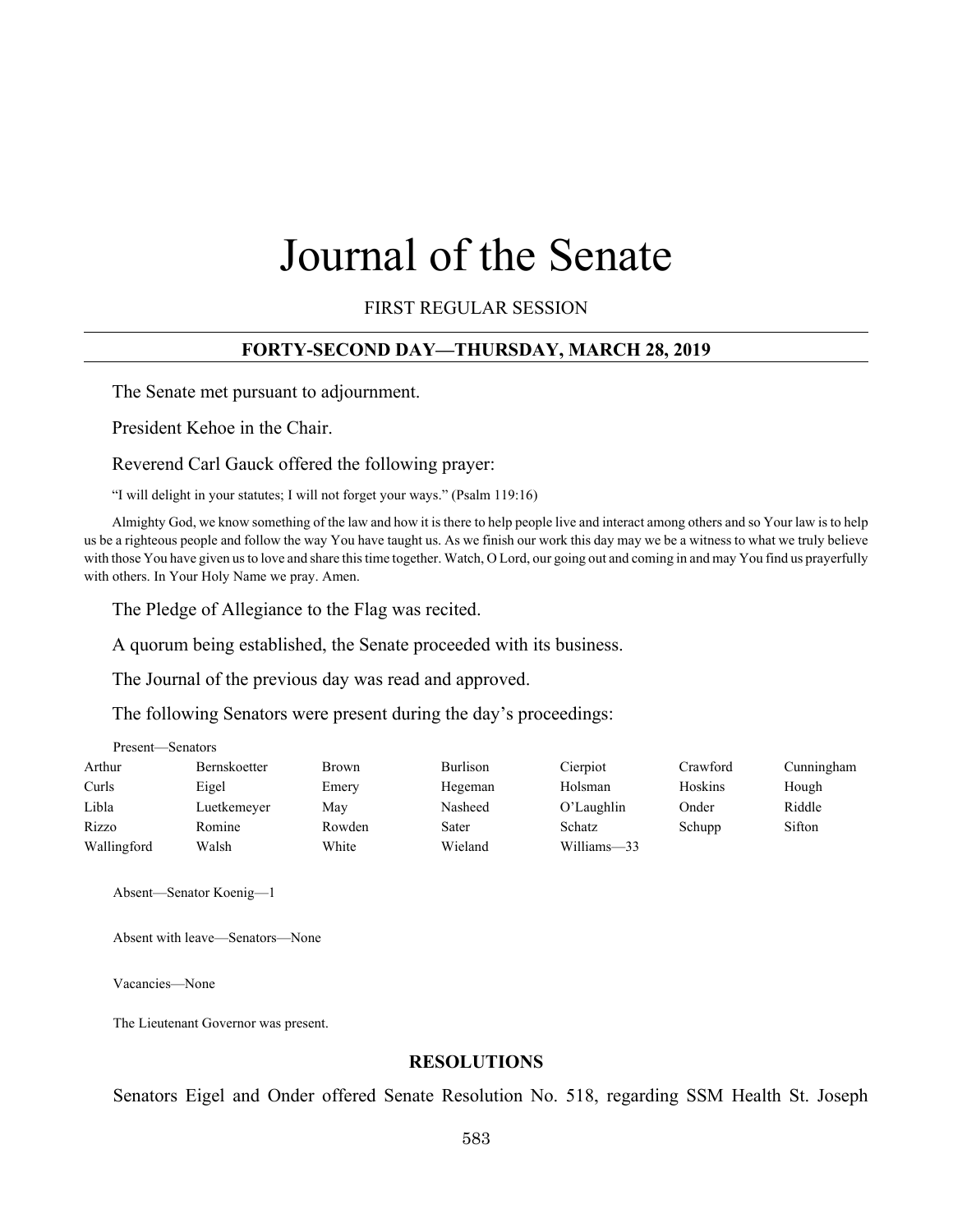# Journal of the Senate

FIRST REGULAR SESSION

## FORTY-SECOND DAY—THURSDAY, MARCH 28, 2019

The Senate met pursuant to adjournment.

President Kehoe in the Chair.

Reverend Carl Gauck offered the following prayer:

"I will delight in your statutes; I will not forget your ways." (Psalm 119:16)

Almighty God, we know something of the law and how it is there to help people live and interact among others and so Your law is to help us be a righteous people and follow the way You have taught us. As we finish our work this day may we be a witness to what we truly believe with those You have given us to love and share this time together. Watch, O Lord, our going out and coming in and may You find us prayerfully with others. In Your Holy Name we pray. Amen.

The Pledge of Allegiance to the Flag was recited.

A quorum being established, the Senate proceeded with its business.

The Journal of the previous day was read and approved.

The following Senators were present during the day's proceedings:

Present—Senators

| | | | | | | |
|---|---|---|---|---|---|---|
| Arthur | Bernskoetter | Brown | Burlison | Cierpiot | Crawford | Cunningham |
| Curls | Eigel | Emery | Hegeman | Holsman | Hoskins | Hough |
| Libla | Luetkemeyer | May | Nasheed | O'Laughlin | Onder | Riddle |
| Rizzo | Romine | Rowden | Sater | Schatz | Schupp | Sifton |
| Wallingford | Walsh | White | Wieland | Williams—33 | | |

Absent—Senator Koenig—1

Absent with leave—Senators—None

Vacancies—None

The Lieutenant Governor was present.

### RESOLUTIONS

Senators Eigel and Onder offered Senate Resolution No. 518, regarding SSM Health St. Joseph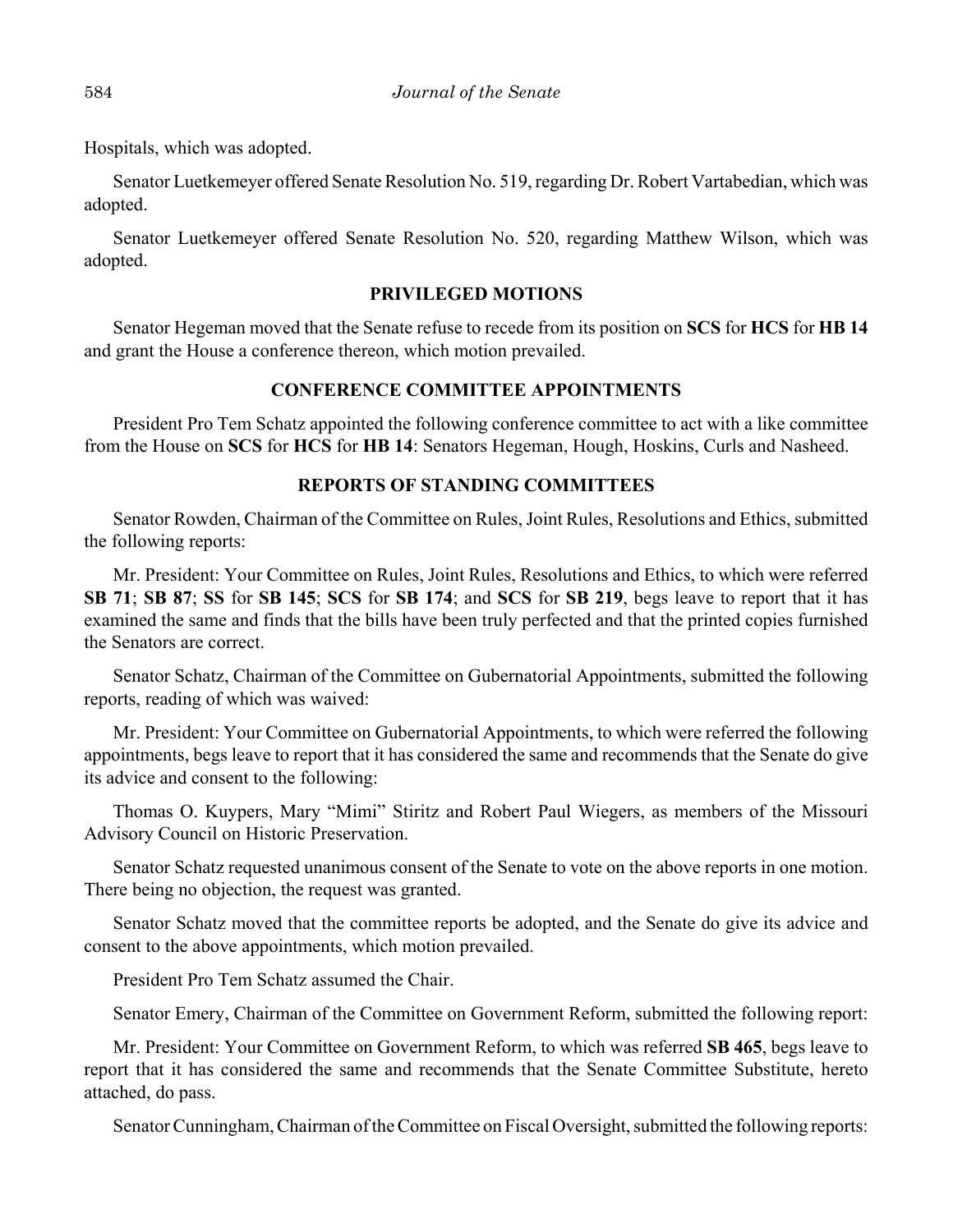Hospitals, which was adopted.

Senator Luetkemeyer offered Senate Resolution No. 519, regarding Dr. Robert Vartabedian, which was adopted.

Senator Luetkemeyer offered Senate Resolution No. 520, regarding Matthew Wilson, which was adopted.

### PRIVILEGED MOTIONS

Senator Hegeman moved that the Senate refuse to recede from its position on **SCS** for **HCS** for **HB 14** and grant the House a conference thereon, which motion prevailed.

### CONFERENCE COMMITTEE APPOINTMENTS

President Pro Tem Schatz appointed the following conference committee to act with a like committee from the House on **SCS** for **HCS** for **HB 14**: Senators Hegeman, Hough, Hoskins, Curls and Nasheed.

### REPORTS OF STANDING COMMITTEES

Senator Rowden, Chairman of the Committee on Rules, Joint Rules, Resolutions and Ethics, submitted the following reports:

Mr. President: Your Committee on Rules, Joint Rules, Resolutions and Ethics, to which were referred **SB 71**; **SB 87**; **SS** for **SB 145**; **SCS** for **SB 174**; and **SCS** for **SB 219**, begs leave to report that it has examined the same and finds that the bills have been truly perfected and that the printed copies furnished the Senators are correct.

Senator Schatz, Chairman of the Committee on Gubernatorial Appointments, submitted the following reports, reading of which was waived:

Mr. President: Your Committee on Gubernatorial Appointments, to which were referred the following appointments, begs leave to report that it has considered the same and recommends that the Senate do give its advice and consent to the following:

Thomas O. Kuypers, Mary "Mimi" Stiritz and Robert Paul Wiegers, as members of the Missouri Advisory Council on Historic Preservation.

Senator Schatz requested unanimous consent of the Senate to vote on the above reports in one motion. There being no objection, the request was granted.

Senator Schatz moved that the committee reports be adopted, and the Senate do give its advice and consent to the above appointments, which motion prevailed.

President Pro Tem Schatz assumed the Chair.

Senator Emery, Chairman of the Committee on Government Reform, submitted the following report:

Mr. President: Your Committee on Government Reform, to which was referred **SB 465**, begs leave to report that it has considered the same and recommends that the Senate Committee Substitute, hereto attached, do pass.

Senator Cunningham, Chairman of the Committee on Fiscal Oversight, submitted the following reports: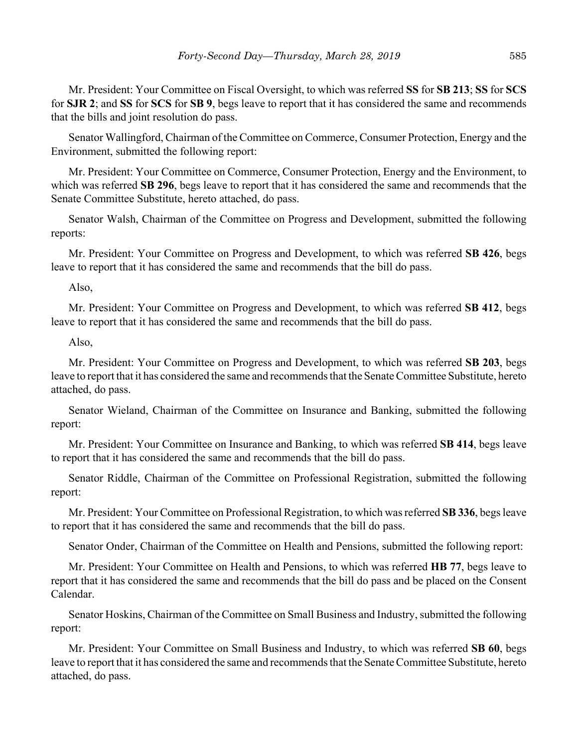Mr. President: Your Committee on Fiscal Oversight, to which was referred **SS** for **SB 213**; **SS** for **SCS** for **SJR 2**; and **SS** for **SCS** for **SB 9**, begs leave to report that it has considered the same and recommends that the bills and joint resolution do pass.

Senator Wallingford, Chairman of the Committee on Commerce, Consumer Protection, Energy and the Environment, submitted the following report:

Mr. President: Your Committee on Commerce, Consumer Protection, Energy and the Environment, to which was referred **SB 296**, begs leave to report that it has considered the same and recommends that the Senate Committee Substitute, hereto attached, do pass.

Senator Walsh, Chairman of the Committee on Progress and Development, submitted the following reports:

Mr. President: Your Committee on Progress and Development, to which was referred **SB 426**, begs leave to report that it has considered the same and recommends that the bill do pass.

Also,

Mr. President: Your Committee on Progress and Development, to which was referred **SB 412**, begs leave to report that it has considered the same and recommends that the bill do pass.

Also,

Mr. President: Your Committee on Progress and Development, to which was referred **SB 203**, begs leave to report that it has considered the same and recommends that the Senate Committee Substitute, hereto attached, do pass.

Senator Wieland, Chairman of the Committee on Insurance and Banking, submitted the following report:

Mr. President: Your Committee on Insurance and Banking, to which was referred **SB 414**, begs leave to report that it has considered the same and recommends that the bill do pass.

Senator Riddle, Chairman of the Committee on Professional Registration, submitted the following report:

Mr. President: Your Committee on Professional Registration, to which was referred **SB 336**, begs leave to report that it has considered the same and recommends that the bill do pass.

Senator Onder, Chairman of the Committee on Health and Pensions, submitted the following report:

Mr. President: Your Committee on Health and Pensions, to which was referred **HB 77**, begs leave to report that it has considered the same and recommends that the bill do pass and be placed on the Consent Calendar.

Senator Hoskins, Chairman of the Committee on Small Business and Industry, submitted the following report:

Mr. President: Your Committee on Small Business and Industry, to which was referred **SB 60**, begs leave to report that it has considered the same and recommends that the Senate Committee Substitute, hereto attached, do pass.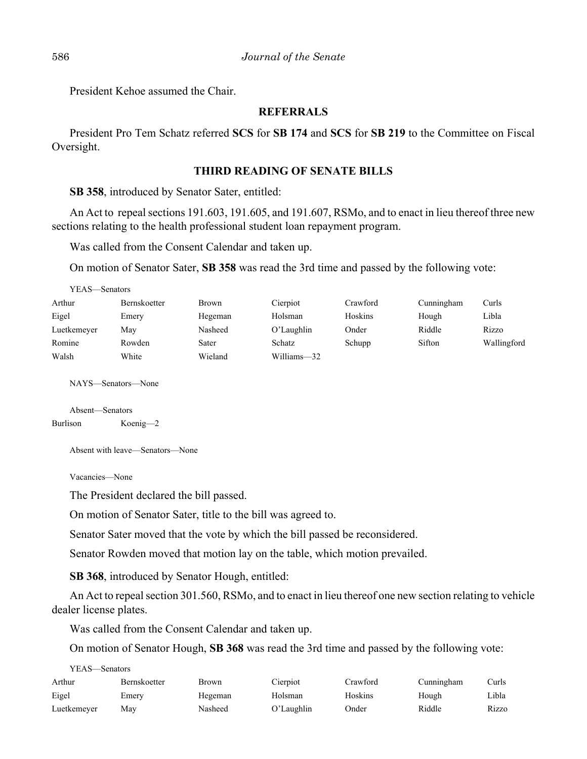President Kehoe assumed the Chair.

## REFERRALS

President Pro Tem Schatz referred **SCS** for **SB 174** and **SCS** for **SB 219** to the Committee on Fiscal Oversight.

## THIRD READING OF SENATE BILLS

**SB 358**, introduced by Senator Sater, entitled:

An Act to repeal sections 191.603, 191.605, and 191.607, RSMo, and to enact in lieu thereof three new sections relating to the health professional student loan repayment program.

Was called from the Consent Calendar and taken up.

On motion of Senator Sater, **SB 358** was read the 3rd time and passed by the following vote:

YEAS—Senators

| | | | | | | |
|---|---|---|---|---|---|---|
| Arthur | Bernskoetter | Brown | Cierpiot | Crawford | Cunningham | Curls |
| Eigel | Emery | Hegeman | Holsman | Hoskins | Hough | Libla |
| Luetkemeyer | May | Nasheed | O'Laughlin | Onder | Riddle | Rizzo |
| Romine | Rowden | Sater | Schatz | Schupp | Sifton | Wallingford |
| Walsh | White | Wieland | Williams—32 | | | |

NAYS—Senators—None

Absent—Senators

| | |
|---|---|
| Burlison | Koenig—2 |

Absent with leave—Senators—None

Vacancies—None

The President declared the bill passed.

On motion of Senator Sater, title to the bill was agreed to.

Senator Sater moved that the vote by which the bill passed be reconsidered.

Senator Rowden moved that motion lay on the table, which motion prevailed.

**SB 368**, introduced by Senator Hough, entitled:

An Act to repeal section 301.560, RSMo, and to enact in lieu thereof one new section relating to vehicle dealer license plates.

Was called from the Consent Calendar and taken up.

On motion of Senator Hough, **SB 368** was read the 3rd time and passed by the following vote:

YEAS—Senators

| | | | | | | |
|---|---|---|---|---|---|---|
| Arthur | Bernskoetter | Brown | Cierpiot | Crawford | Cunningham | Curls |
| Eigel | Emery | Hegeman | Holsman | Hoskins | Hough | Libla |
| Luetkemeyer | May | Nasheed | O'Laughlin | Onder | Riddle | Rizzo |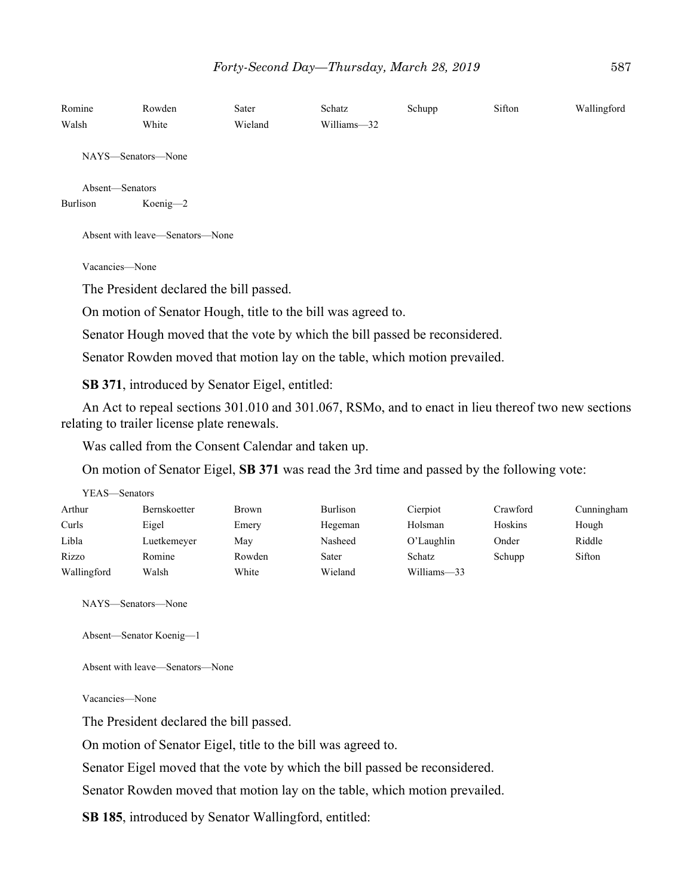| | | | | | | |
|---|---|---|---|---|---|---|
| Romine | Rowden | Sater | Schatz | Schupp | Sifton | Wallingford |
| Walsh | White | Wieland | Williams—32 | | | |

NAYS—Senators—None

Absent—Senators

| | |
|---|---|
| Burlison | Koenig—2 |

Absent with leave—Senators—None

Vacancies—None

The President declared the bill passed.

On motion of Senator Hough, title to the bill was agreed to.

Senator Hough moved that the vote by which the bill passed be reconsidered.

Senator Rowden moved that motion lay on the table, which motion prevailed.

**SB 371**, introduced by Senator Eigel, entitled:

An Act to repeal sections 301.010 and 301.067, RSMo, and to enact in lieu thereof two new sections relating to trailer license plate renewals.

Was called from the Consent Calendar and taken up.

On motion of Senator Eigel, **SB 371** was read the 3rd time and passed by the following vote:

YEAS—Senators

| | | | | | | |
|---|---|---|---|---|---|---|
| Arthur | Bernskoetter | Brown | Burlison | Cierpiot | Crawford | Cunningham |
| Curls | Eigel | Emery | Hegeman | Holsman | Hoskins | Hough |
| Libla | Luetkemeyer | May | Nasheed | O'Laughlin | Onder | Riddle |
| Rizzo | Romine | Rowden | Sater | Schatz | Schupp | Sifton |
| Wallingford | Walsh | White | Wieland | Williams—33 | | |

NAYS—Senators—None

Absent—Senator Koenig—1

Absent with leave—Senators—None

Vacancies—None

The President declared the bill passed.

On motion of Senator Eigel, title to the bill was agreed to.

Senator Eigel moved that the vote by which the bill passed be reconsidered.

Senator Rowden moved that motion lay on the table, which motion prevailed.

**SB 185**, introduced by Senator Wallingford, entitled: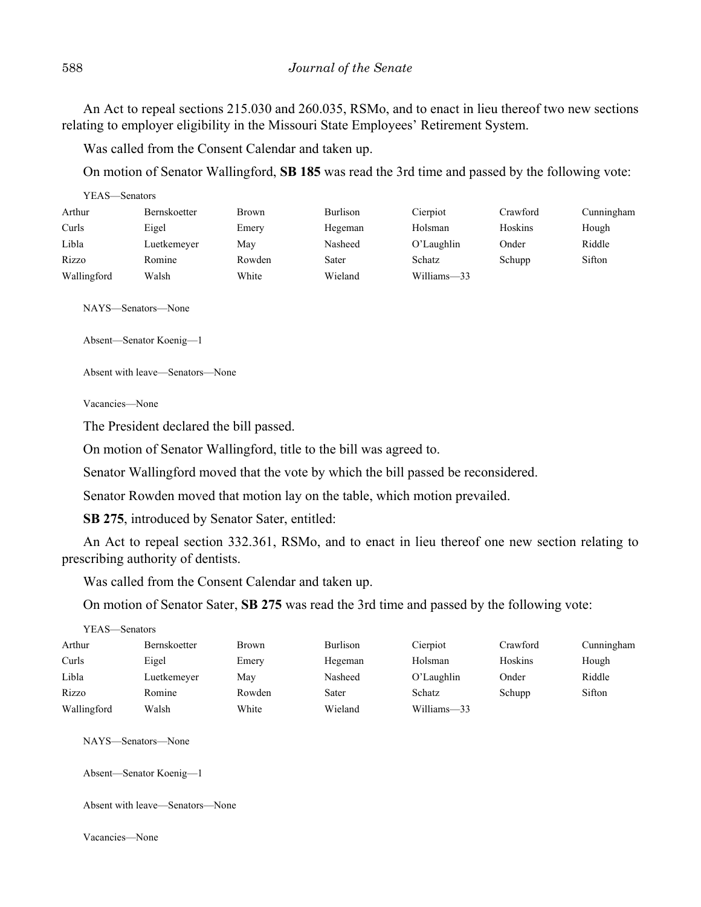An Act to repeal sections 215.030 and 260.035, RSMo, and to enact in lieu thereof two new sections relating to employer eligibility in the Missouri State Employees' Retirement System.

Was called from the Consent Calendar and taken up.

On motion of Senator Wallingford, **SB 185** was read the 3rd time and passed by the following vote:

YEAS—Senators

| | | | | | | |
|---|---|---|---|---|---|---|
| Arthur | Bernskoetter | Brown | Burlison | Cierpiot | Crawford | Cunningham |
| Curls | Eigel | Emery | Hegeman | Holsman | Hoskins | Hough |
| Libla | Luetkemeyer | May | Nasheed | O'Laughlin | Onder | Riddle |
| Rizzo | Romine | Rowden | Sater | Schatz | Schupp | Sifton |
| Wallingford | Walsh | White | Wieland | Williams—33 | | |

NAYS—Senators—None

Absent—Senator Koenig—1

Absent with leave—Senators—None

Vacancies—None

The President declared the bill passed.

On motion of Senator Wallingford, title to the bill was agreed to.

Senator Wallingford moved that the vote by which the bill passed be reconsidered.

Senator Rowden moved that motion lay on the table, which motion prevailed.

**SB 275**, introduced by Senator Sater, entitled:

An Act to repeal section 332.361, RSMo, and to enact in lieu thereof one new section relating to prescribing authority of dentists.

Was called from the Consent Calendar and taken up.

On motion of Senator Sater, **SB 275** was read the 3rd time and passed by the following vote:

YEAS—Senators

| | | | | | | |
|---|---|---|---|---|---|---|
| Arthur | Bernskoetter | Brown | Burlison | Cierpiot | Crawford | Cunningham |
| Curls | Eigel | Emery | Hegeman | Holsman | Hoskins | Hough |
| Libla | Luetkemeyer | May | Nasheed | O'Laughlin | Onder | Riddle |
| Rizzo | Romine | Rowden | Sater | Schatz | Schupp | Sifton |
| Wallingford | Walsh | White | Wieland | Williams—33 | | |

NAYS—Senators—None

Absent—Senator Koenig—1

Absent with leave—Senators—None

Vacancies—None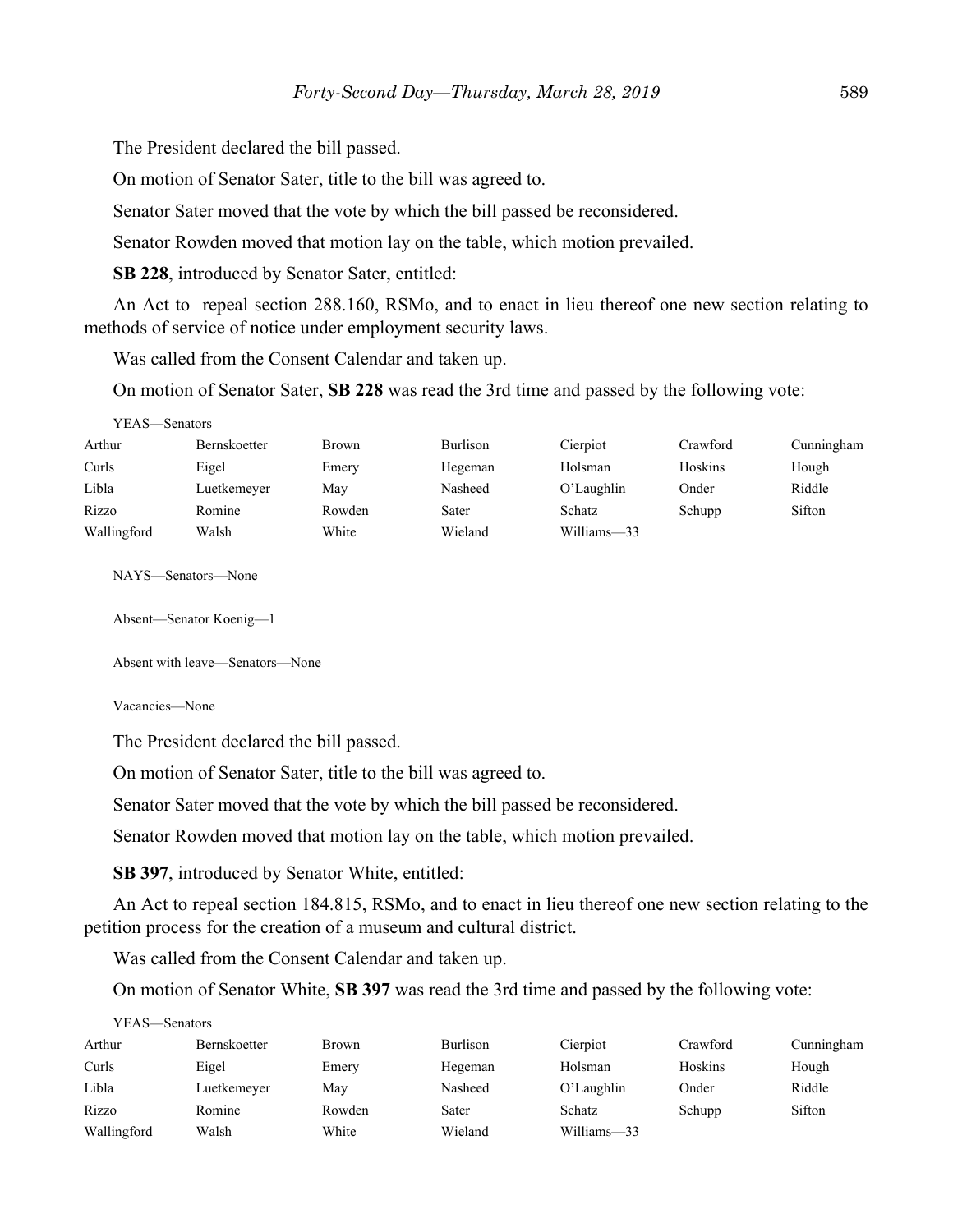The President declared the bill passed.

On motion of Senator Sater, title to the bill was agreed to.

Senator Sater moved that the vote by which the bill passed be reconsidered.

Senator Rowden moved that motion lay on the table, which motion prevailed.

**SB 228**, introduced by Senator Sater, entitled:

An Act to repeal section 288.160, RSMo, and to enact in lieu thereof one new section relating to methods of service of notice under employment security laws.

Was called from the Consent Calendar and taken up.

On motion of Senator Sater, **SB 228** was read the 3rd time and passed by the following vote:

YEAS—Senators

| | | | | | | |
|---|---|---|---|---|---|---|
| Arthur | Bernskoetter | Brown | Burlison | Cierpiot | Crawford | Cunningham |
| Curls | Eigel | Emery | Hegeman | Holsman | Hoskins | Hough |
| Libla | Luetkemeyer | May | Nasheed | O'Laughlin | Onder | Riddle |
| Rizzo | Romine | Rowden | Sater | Schatz | Schupp | Sifton |
| Wallingford | Walsh | White | Wieland | Williams—33 | | |

NAYS—Senators—None

Absent—Senator Koenig—1

Absent with leave—Senators—None

Vacancies—None

The President declared the bill passed.

On motion of Senator Sater, title to the bill was agreed to.

Senator Sater moved that the vote by which the bill passed be reconsidered.

Senator Rowden moved that motion lay on the table, which motion prevailed.

**SB 397**, introduced by Senator White, entitled:

An Act to repeal section 184.815, RSMo, and to enact in lieu thereof one new section relating to the petition process for the creation of a museum and cultural district.

Was called from the Consent Calendar and taken up.

On motion of Senator White, **SB 397** was read the 3rd time and passed by the following vote:

YEAS—Senators

| | | | | | | |
|---|---|---|---|---|---|---|
| Arthur | Bernskoetter | Brown | Burlison | Cierpiot | Crawford | Cunningham |
| Curls | Eigel | Emery | Hegeman | Holsman | Hoskins | Hough |
| Libla | Luetkemeyer | May | Nasheed | O'Laughlin | Onder | Riddle |
| Rizzo | Romine | Rowden | Sater | Schatz | Schupp | Sifton |
| Wallingford | Walsh | White | Wieland | Williams—33 | | |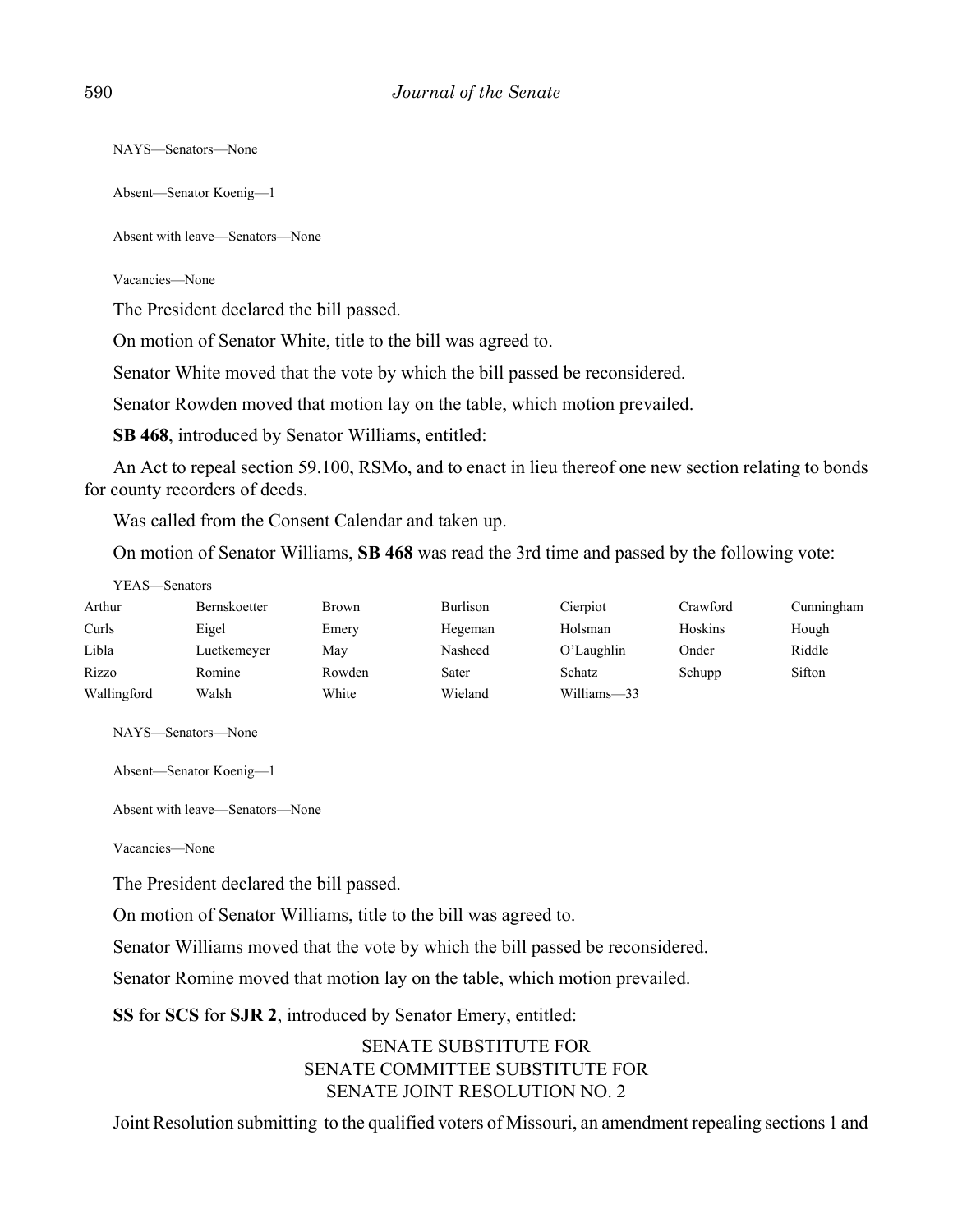NAYS—Senators—None

Absent—Senator Koenig—1

Absent with leave—Senators—None

Vacancies—None

The President declared the bill passed.

On motion of Senator White, title to the bill was agreed to.

Senator White moved that the vote by which the bill passed be reconsidered.

Senator Rowden moved that motion lay on the table, which motion prevailed.

**SB 468**, introduced by Senator Williams, entitled:

An Act to repeal section 59.100, RSMo, and to enact in lieu thereof one new section relating to bonds for county recorders of deeds.

Was called from the Consent Calendar and taken up.

On motion of Senator Williams, **SB 468** was read the 3rd time and passed by the following vote:

YEAS—Senators

| | | | | | | |
|---|---|---|---|---|---|---|
| Arthur | Bernskoetter | Brown | Burlison | Cierpiot | Crawford | Cunningham |
| Curls | Eigel | Emery | Hegeman | Holsman | Hoskins | Hough |
| Libla | Luetkemeyer | May | Nasheed | O'Laughlin | Onder | Riddle |
| Rizzo | Romine | Rowden | Sater | Schatz | Schupp | Sifton |
| Wallingford | Walsh | White | Wieland | Williams—33 | | |

NAYS—Senators—None

Absent—Senator Koenig—1

Absent with leave—Senators—None

Vacancies—None

The President declared the bill passed.

On motion of Senator Williams, title to the bill was agreed to.

Senator Williams moved that the vote by which the bill passed be reconsidered.

Senator Romine moved that motion lay on the table, which motion prevailed.

**SS** for **SCS** for **SJR 2**, introduced by Senator Emery, entitled:

SENATE SUBSTITUTE FOR
SENATE COMMITTEE SUBSTITUTE FOR
SENATE JOINT RESOLUTION NO. 2

Joint Resolution submitting to the qualified voters of Missouri, an amendment repealing sections 1 and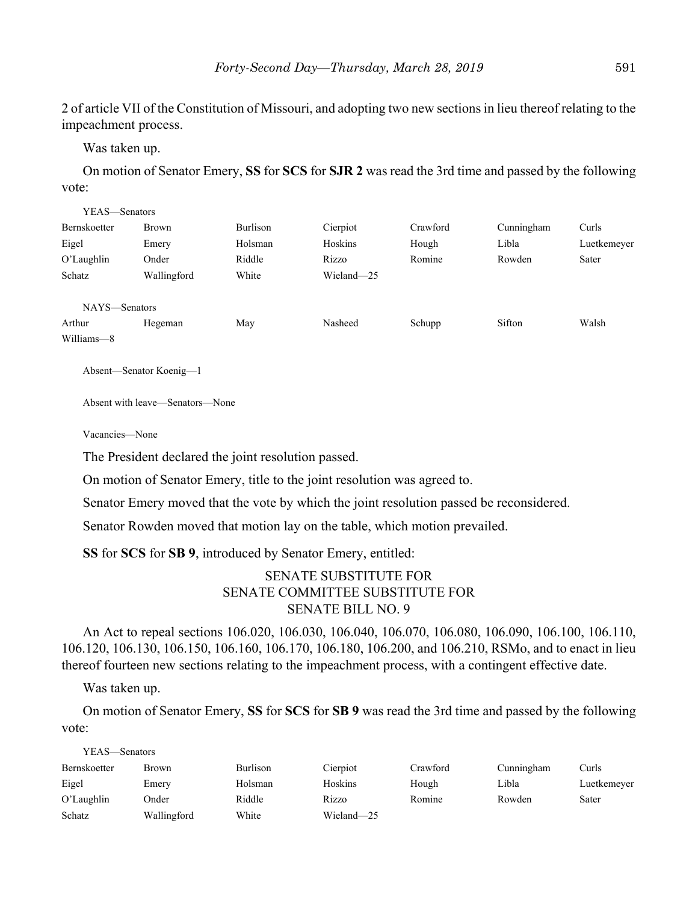2 of article VII of the Constitution of Missouri, and adopting two new sections in lieu thereof relating to the impeachment process.

Was taken up.

On motion of Senator Emery, **SS** for **SCS** for **SJR 2** was read the 3rd time and passed by the following vote:

YEAS—Senators

| | | | | | | |
|---|---|---|---|---|---|---|
| Bernskoetter | Brown | Burlison | Cierpiot | Crawford | Cunningham | Curls |
| Eigel | Emery | Holsman | Hoskins | Hough | Libla | Luetkemeyer |
| O'Laughlin | Onder | Riddle | Rizzo | Romine | Rowden | Sater |
| Schatz | Wallingford | White | Wieland—25 | | | |

NAYS—Senators

| | | | | | | |
|---|---|---|---|---|---|---|
| Arthur | Hegeman | May | Nasheed | Schupp | Sifton | Walsh |
| Williams—8 | | | | | | |

Absent—Senator Koenig—1

Absent with leave—Senators—None

Vacancies—None

The President declared the joint resolution passed.

On motion of Senator Emery, title to the joint resolution was agreed to.

Senator Emery moved that the vote by which the joint resolution passed be reconsidered.

Senator Rowden moved that motion lay on the table, which motion prevailed.

**SS** for **SCS** for **SB 9**, introduced by Senator Emery, entitled:

SENATE SUBSTITUTE FOR
SENATE COMMITTEE SUBSTITUTE FOR
SENATE BILL NO. 9

An Act to repeal sections 106.020, 106.030, 106.040, 106.070, 106.080, 106.090, 106.100, 106.110, 106.120, 106.130, 106.150, 106.160, 106.170, 106.180, 106.200, and 106.210, RSMo, and to enact in lieu thereof fourteen new sections relating to the impeachment process, with a contingent effective date.

Was taken up.

On motion of Senator Emery, **SS** for **SCS** for **SB 9** was read the 3rd time and passed by the following vote:

YEAS—Senators

| | | | | | | |
|---|---|---|---|---|---|---|
| Bernskoetter | Brown | Burlison | Cierpiot | Crawford | Cunningham | Curls |
| Eigel | Emery | Holsman | Hoskins | Hough | Libla | Luetkemeyer |
| O'Laughlin | Onder | Riddle | Rizzo | Romine | Rowden | Sater |
| Schatz | Wallingford | White | Wieland—25 | | | |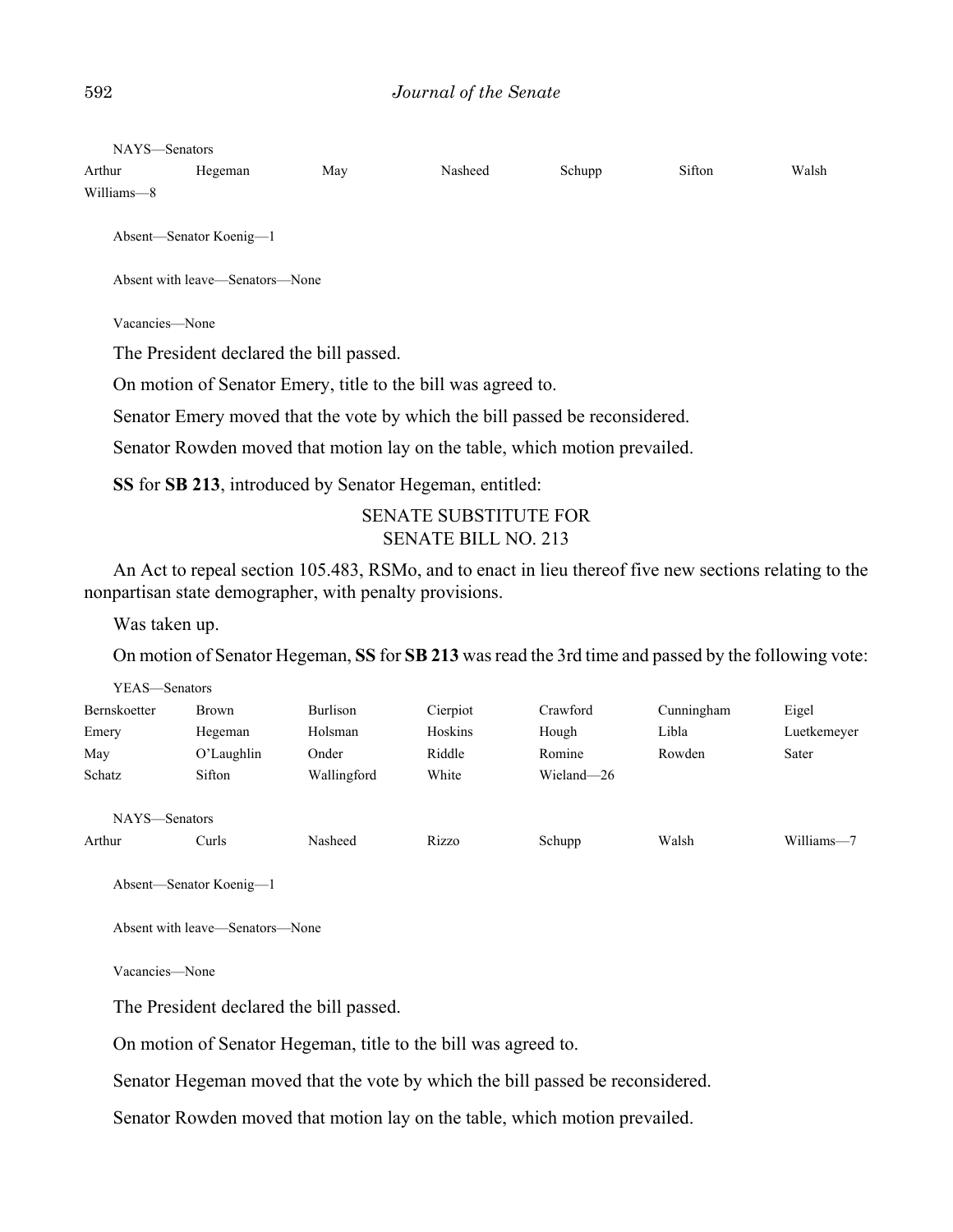NAYS—Senators

| | | | | | | |
|---|---|---|---|---|---|---|
| Arthur | Hegeman | May | Nasheed | Schupp | Sifton | Walsh |
| Williams—8 | | | | | | |

Absent—Senator Koenig—1

Absent with leave—Senators—None

Vacancies—None

The President declared the bill passed.

On motion of Senator Emery, title to the bill was agreed to.

Senator Emery moved that the vote by which the bill passed be reconsidered.

Senator Rowden moved that motion lay on the table, which motion prevailed.

**SS** for **SB 213**, introduced by Senator Hegeman, entitled:

SENATE SUBSTITUTE FOR
SENATE BILL NO. 213

An Act to repeal section 105.483, RSMo, and to enact in lieu thereof five new sections relating to the nonpartisan state demographer, with penalty provisions.

Was taken up.

On motion of Senator Hegeman, **SS** for **SB 213** was read the 3rd time and passed by the following vote:

YEAS—Senators

| | | | | | | |
|---|---|---|---|---|---|---|
| Bernskoetter | Brown | Burlison | Cierpiot | Crawford | Cunningham | Eigel |
| Emery | Hegeman | Holsman | Hoskins | Hough | Libla | Luetkemeyer |
| May | O'Laughlin | Onder | Riddle | Romine | Rowden | Sater |
| Schatz | Sifton | Wallingford | White | Wieland—26 | | |

NAYS—Senators

| | | | | | | |
|---|---|---|---|---|---|---|
| Arthur | Curls | Nasheed | Rizzo | Schupp | Walsh | Williams—7 |

Absent—Senator Koenig—1

Absent with leave—Senators—None

Vacancies—None

The President declared the bill passed.

On motion of Senator Hegeman, title to the bill was agreed to.

Senator Hegeman moved that the vote by which the bill passed be reconsidered.

Senator Rowden moved that motion lay on the table, which motion prevailed.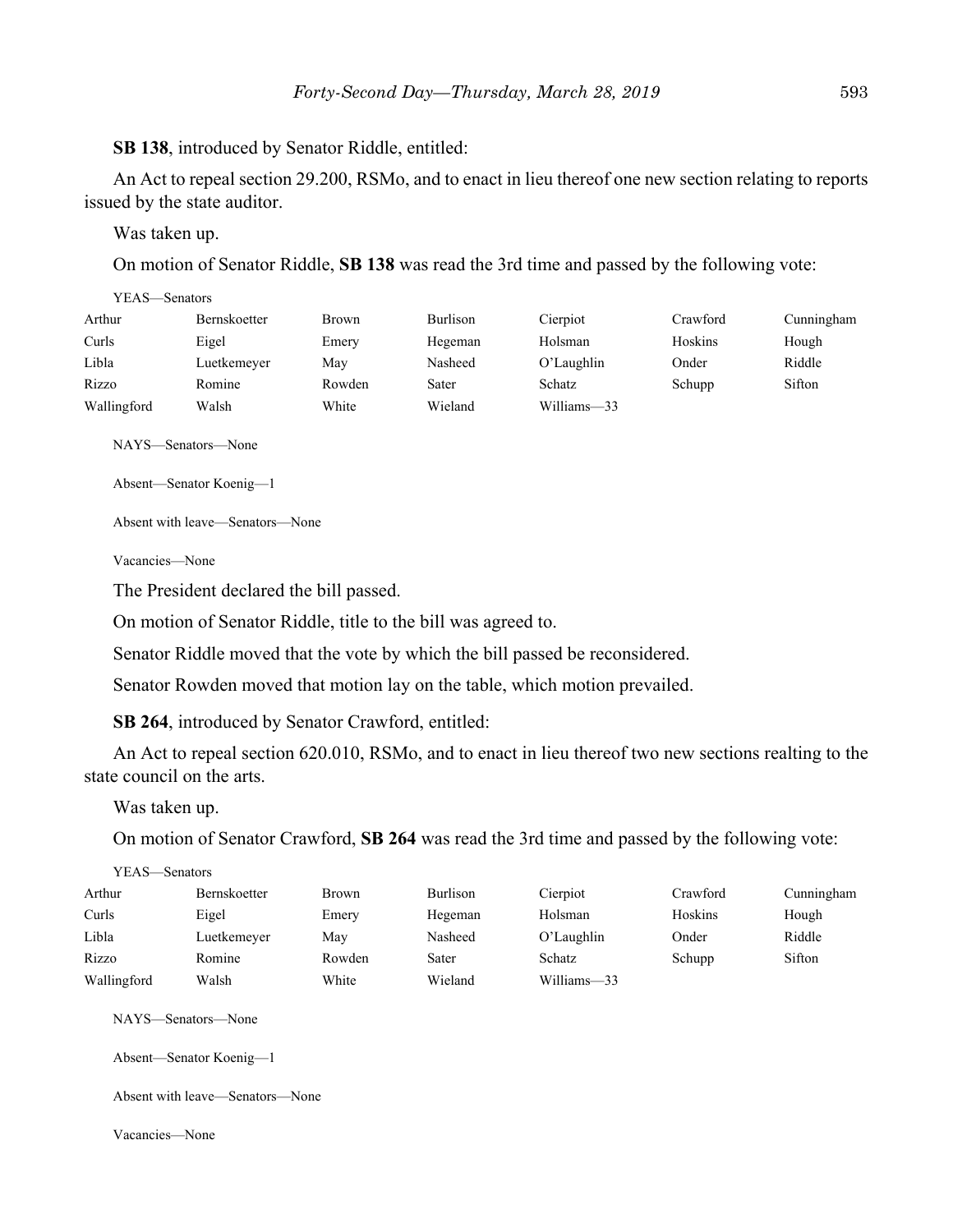**SB 138**, introduced by Senator Riddle, entitled:

An Act to repeal section 29.200, RSMo, and to enact in lieu thereof one new section relating to reports issued by the state auditor.

Was taken up.

On motion of Senator Riddle, **SB 138** was read the 3rd time and passed by the following vote:

YEAS—Senators

| | | | | | | |
|---|---|---|---|---|---|---|
| Arthur | Bernskoetter | Brown | Burlison | Cierpiot | Crawford | Cunningham |
| Curls | Eigel | Emery | Hegeman | Holsman | Hoskins | Hough |
| Libla | Luetkemeyer | May | Nasheed | O'Laughlin | Onder | Riddle |
| Rizzo | Romine | Rowden | Sater | Schatz | Schupp | Sifton |
| Wallingford | Walsh | White | Wieland | Williams—33 | | |

NAYS—Senators—None

Absent—Senator Koenig—1

Absent with leave—Senators—None

Vacancies—None

The President declared the bill passed.

On motion of Senator Riddle, title to the bill was agreed to.

Senator Riddle moved that the vote by which the bill passed be reconsidered.

Senator Rowden moved that motion lay on the table, which motion prevailed.

**SB 264**, introduced by Senator Crawford, entitled:

An Act to repeal section 620.010, RSMo, and to enact in lieu thereof two new sections realting to the state council on the arts.

Was taken up.

On motion of Senator Crawford, **SB 264** was read the 3rd time and passed by the following vote:

YEAS—Senators

| | | | | | | |
|---|---|---|---|---|---|---|
| Arthur | Bernskoetter | Brown | Burlison | Cierpiot | Crawford | Cunningham |
| Curls | Eigel | Emery | Hegeman | Holsman | Hoskins | Hough |
| Libla | Luetkemeyer | May | Nasheed | O'Laughlin | Onder | Riddle |
| Rizzo | Romine | Rowden | Sater | Schatz | Schupp | Sifton |
| Wallingford | Walsh | White | Wieland | Williams—33 | | |

NAYS—Senators—None

Absent—Senator Koenig—1

Absent with leave—Senators—None

Vacancies—None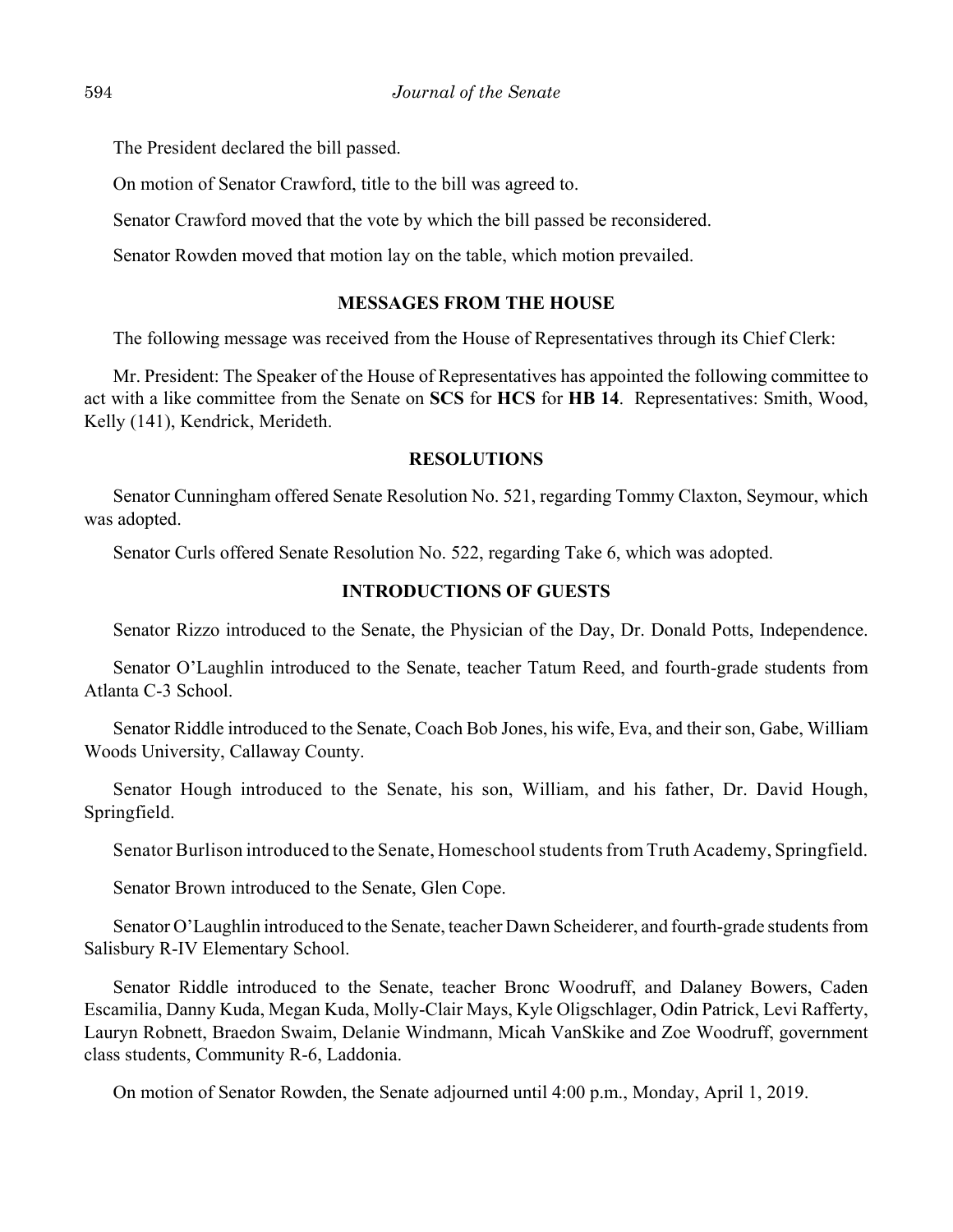The President declared the bill passed.

On motion of Senator Crawford, title to the bill was agreed to.

Senator Crawford moved that the vote by which the bill passed be reconsidered.

Senator Rowden moved that motion lay on the table, which motion prevailed.

## MESSAGES FROM THE HOUSE

The following message was received from the House of Representatives through its Chief Clerk:

Mr. President: The Speaker of the House of Representatives has appointed the following committee to act with a like committee from the Senate on **SCS** for **HCS** for **HB 14**. Representatives: Smith, Wood, Kelly (141), Kendrick, Merideth.

## RESOLUTIONS

Senator Cunningham offered Senate Resolution No. 521, regarding Tommy Claxton, Seymour, which was adopted.

Senator Curls offered Senate Resolution No. 522, regarding Take 6, which was adopted.

## INTRODUCTIONS OF GUESTS

Senator Rizzo introduced to the Senate, the Physician of the Day, Dr. Donald Potts, Independence.

Senator O'Laughlin introduced to the Senate, teacher Tatum Reed, and fourth-grade students from Atlanta C-3 School.

Senator Riddle introduced to the Senate, Coach Bob Jones, his wife, Eva, and their son, Gabe, William Woods University, Callaway County.

Senator Hough introduced to the Senate, his son, William, and his father, Dr. David Hough, Springfield.

Senator Burlison introduced to the Senate, Homeschool students from Truth Academy, Springfield.

Senator Brown introduced to the Senate, Glen Cope.

Senator O'Laughlin introduced to the Senate, teacher Dawn Scheiderer, and fourth-grade students from Salisbury R-IV Elementary School.

Senator Riddle introduced to the Senate, teacher Bronc Woodruff, and Dalaney Bowers, Caden Escamilia, Danny Kuda, Megan Kuda, Molly-Clair Mays, Kyle Oligschlager, Odin Patrick, Levi Rafferty, Lauryn Robnett, Braedon Swaim, Delanie Windmann, Micah VanSkike and Zoe Woodruff, government class students, Community R-6, Laddonia.

On motion of Senator Rowden, the Senate adjourned until 4:00 p.m., Monday, April 1, 2019.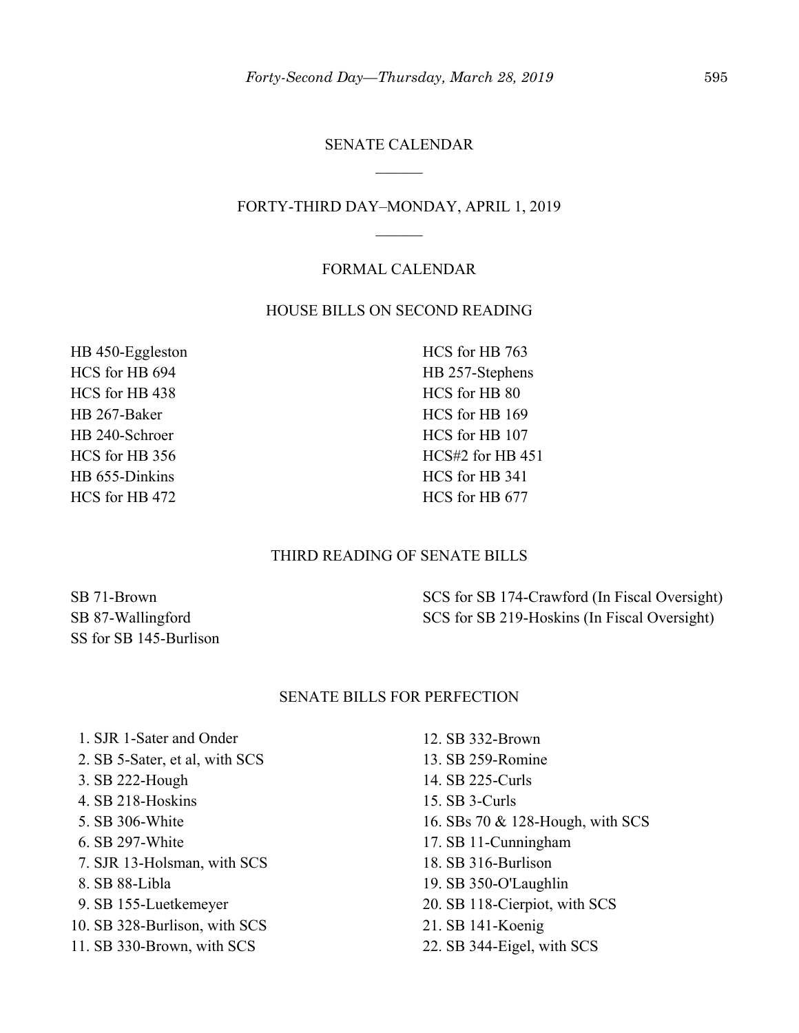# SENATE CALENDAR

## FORTY-THIRD DAY–MONDAY, APRIL 1, 2019

### FORMAL CALENDAR

#### HOUSE BILLS ON SECOND READING

HB 450-Eggleston
HCS for HB 694
HCS for HB 438
HB 267-Baker
HB 240-Schroer
HCS for HB 356
HB 655-Dinkins
HCS for HB 472
HCS for HB 763
HB 257-Stephens
HCS for HB 80
HCS for HB 169
HCS for HB 107
HCS#2 for HB 451
HCS for HB 341
HCS for HB 677

#### THIRD READING OF SENATE BILLS

SB 71-Brown
SB 87-Wallingford
SS for SB 145-Burlison
SCS for SB 174-Crawford (In Fiscal Oversight)
SCS for SB 219-Hoskins (In Fiscal Oversight)

#### SENATE BILLS FOR PERFECTION

1. SJR 1-Sater and Onder
2. SB 5-Sater, et al, with SCS
3. SB 222-Hough
4. SB 218-Hoskins
5. SB 306-White
6. SB 297-White
7. SJR 13-Holsman, with SCS
8. SB 88-Libla
9. SB 155-Luetkemeyer
10. SB 328-Burlison, with SCS
11. SB 330-Brown, with SCS
12. SB 332-Brown
13. SB 259-Romine
14. SB 225-Curls
15. SB 3-Curls
16. SBs 70 & 128-Hough, with SCS
17. SB 11-Cunningham
18. SB 316-Burlison
19. SB 350-O'Laughlin
20. SB 118-Cierpiot, with SCS
21. SB 141-Koenig
22. SB 344-Eigel, with SCS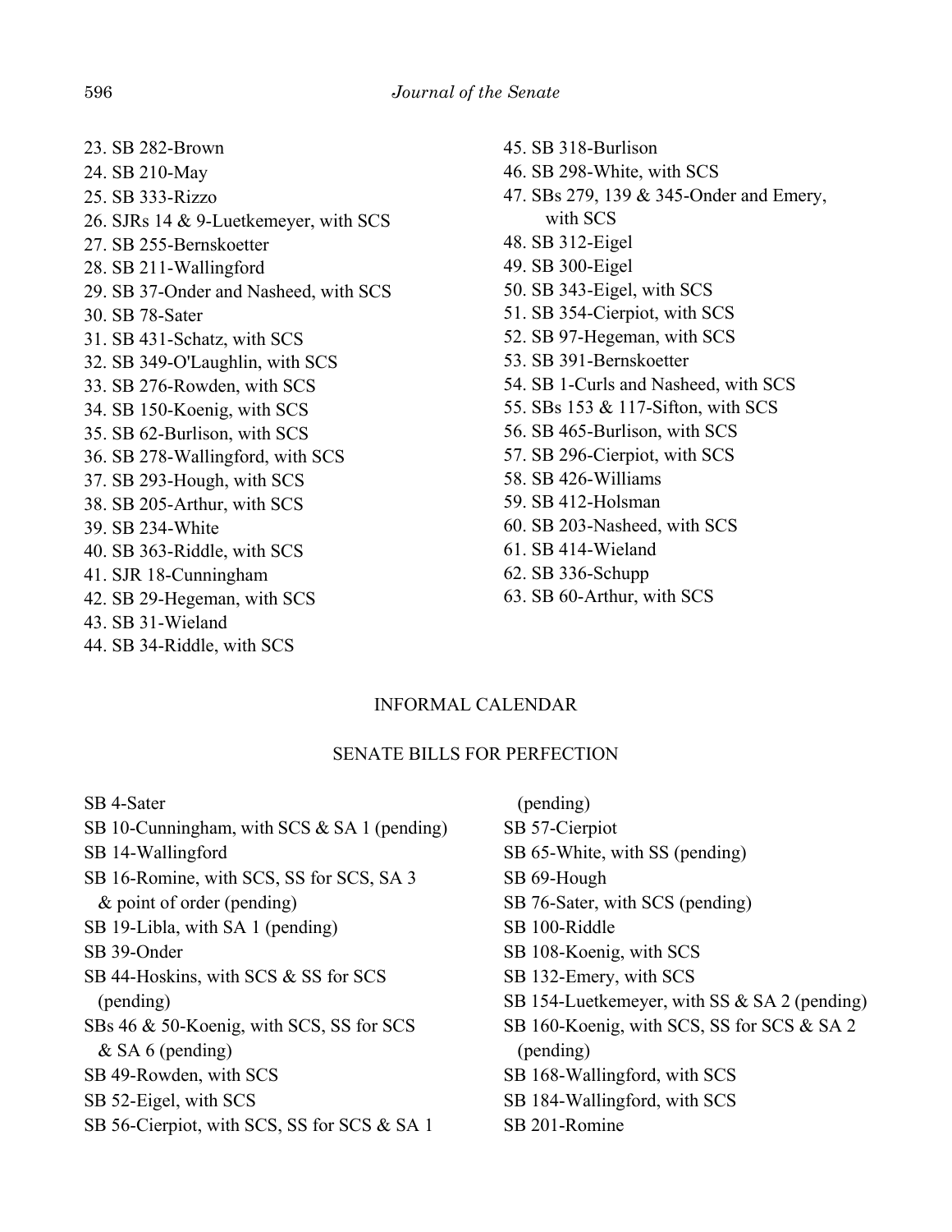23. SB 282-Brown
24. SB 210-May
25. SB 333-Rizzo
26. SJRs 14 & 9-Luetkemeyer, with SCS
27. SB 255-Bernskoetter
28. SB 211-Wallingford
29. SB 37-Onder and Nasheed, with SCS
30. SB 78-Sater
31. SB 431-Schatz, with SCS
32. SB 349-O'Laughlin, with SCS
33. SB 276-Rowden, with SCS
34. SB 150-Koenig, with SCS
35. SB 62-Burlison, with SCS
36. SB 278-Wallingford, with SCS
37. SB 293-Hough, with SCS
38. SB 205-Arthur, with SCS
39. SB 234-White
40. SB 363-Riddle, with SCS
41. SJR 18-Cunningham
42. SB 29-Hegeman, with SCS
43. SB 31-Wieland
44. SB 34-Riddle, with SCS
45. SB 318-Burlison
46. SB 298-White, with SCS
47. SBs 279, 139 & 345-Onder and Emery, with SCS
48. SB 312-Eigel
49. SB 300-Eigel
50. SB 343-Eigel, with SCS
51. SB 354-Cierpiot, with SCS
52. SB 97-Hegeman, with SCS
53. SB 391-Bernskoetter
54. SB 1-Curls and Nasheed, with SCS
55. SBs 153 & 117-Sifton, with SCS
56. SB 465-Burlison, with SCS
57. SB 296-Cierpiot, with SCS
58. SB 426-Williams
59. SB 412-Holsman
60. SB 203-Nasheed, with SCS
61. SB 414-Wieland
62. SB 336-Schupp
63. SB 60-Arthur, with SCS

## INFORMAL CALENDAR

### SENATE BILLS FOR PERFECTION

SB 4-Sater
SB 10-Cunningham, with SCS & SA 1 (pending)
SB 14-Wallingford
SB 16-Romine, with SCS, SS for SCS, SA 3 & point of order (pending)
SB 19-Libla, with SA 1 (pending)
SB 39-Onder
SB 44-Hoskins, with SCS & SS for SCS (pending)
SBs 46 & 50-Koenig, with SCS, SS for SCS & SA 6 (pending)
SB 49-Rowden, with SCS
SB 52-Eigel, with SCS
SB 56-Cierpiot, with SCS, SS for SCS & SA 1 (pending)
SB 57-Cierpiot
SB 65-White, with SS (pending)
SB 69-Hough
SB 76-Sater, with SCS (pending)
SB 100-Riddle
SB 108-Koenig, with SCS
SB 132-Emery, with SCS
SB 154-Luetkemeyer, with SS & SA 2 (pending)
SB 160-Koenig, with SCS, SS for SCS & SA 2 (pending)
SB 168-Wallingford, with SCS
SB 184-Wallingford, with SCS
SB 201-Romine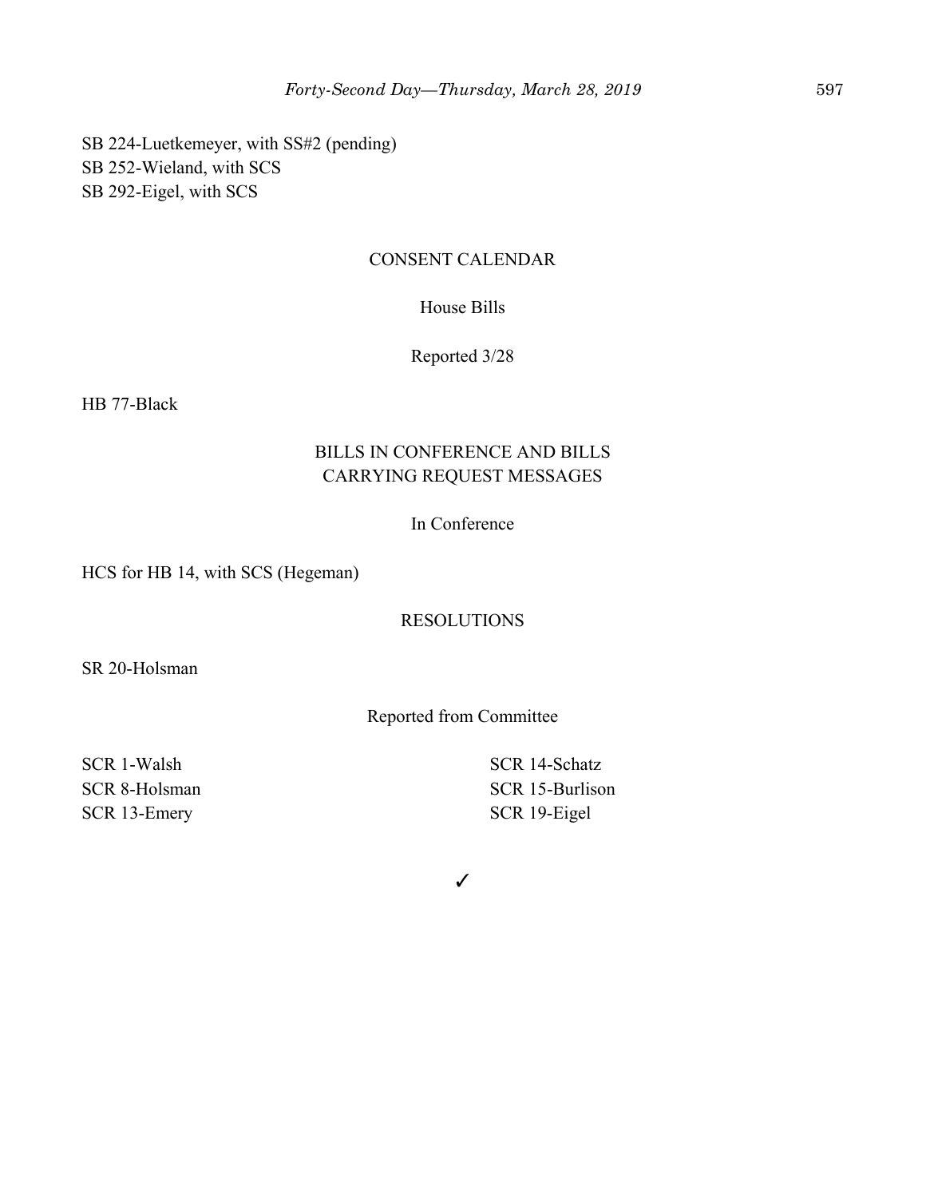SB 224-Luetkemeyer, with SS#2 (pending)
SB 252-Wieland, with SCS
SB 292-Eigel, with SCS

## CONSENT CALENDAR

### House Bills

Reported 3/28

HB 77-Black

## BILLS IN CONFERENCE AND BILLS CARRYING REQUEST MESSAGES

### In Conference

HCS for HB 14, with SCS (Hegeman)

## RESOLUTIONS

SR 20-Holsman

### Reported from Committee

SCR 1-Walsh
SCR 8-Holsman
SCR 13-Emery
SCR 14-Schatz
SCR 15-Burlison
SCR 19-Eigel

✓